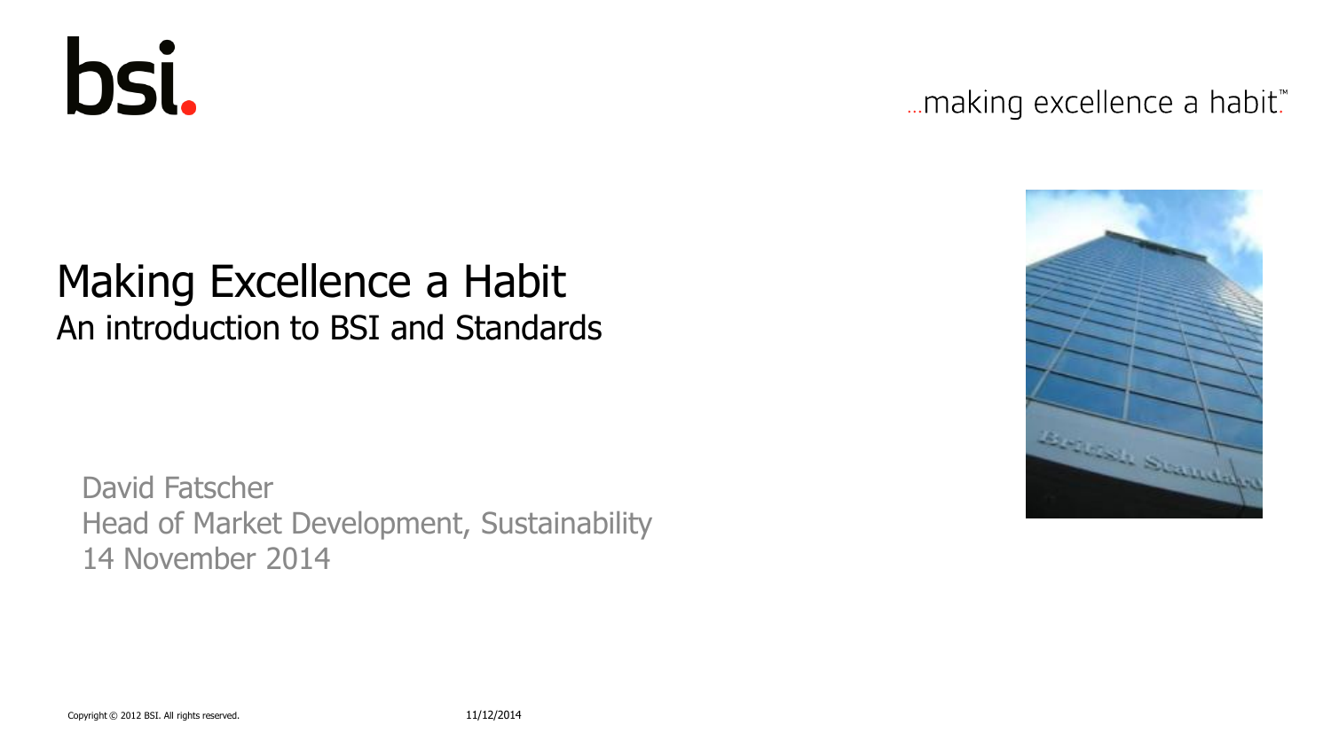bsi.

...making excellence a habit.™

# Making Excellence a Habit

## An introduction to BSI and Standards

David Fatscher
Head of Market Development, Sustainability
14 November 2014

Copyright © 2012 BSI. All rights reserved.

11/12/2014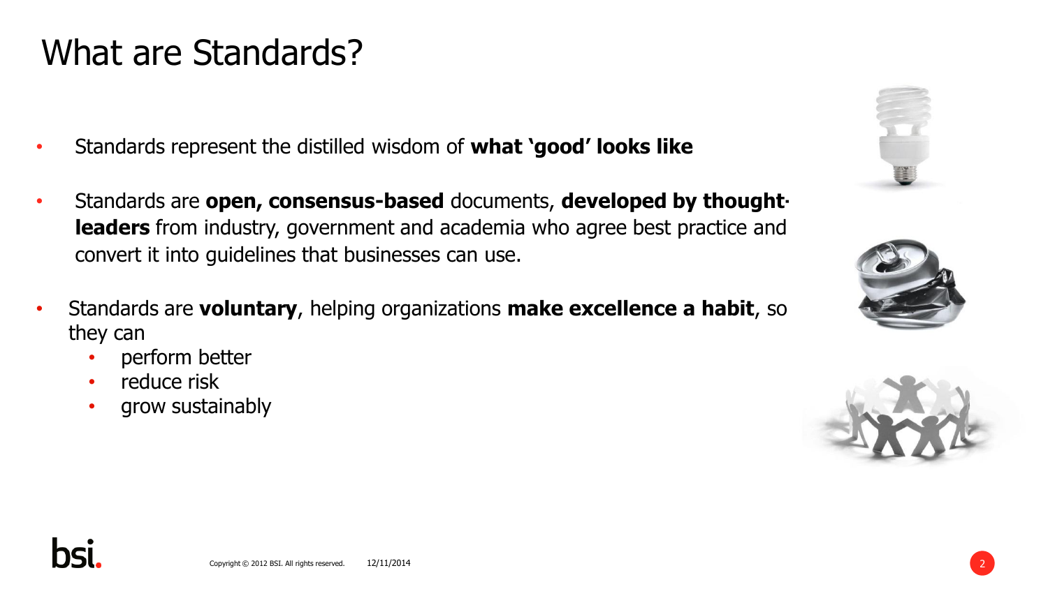# What are Standards?

- Standards represent the distilled wisdom of **what 'good' looks like**
- Standards are **open, consensus-based** documents, **developed by thought-leaders** from industry, government and academia who agree best practice and convert it into guidelines that businesses can use.
- Standards are **voluntary**, helping organizations **make excellence a habit**, so they can
  - perform better
  - reduce risk
  - grow sustainably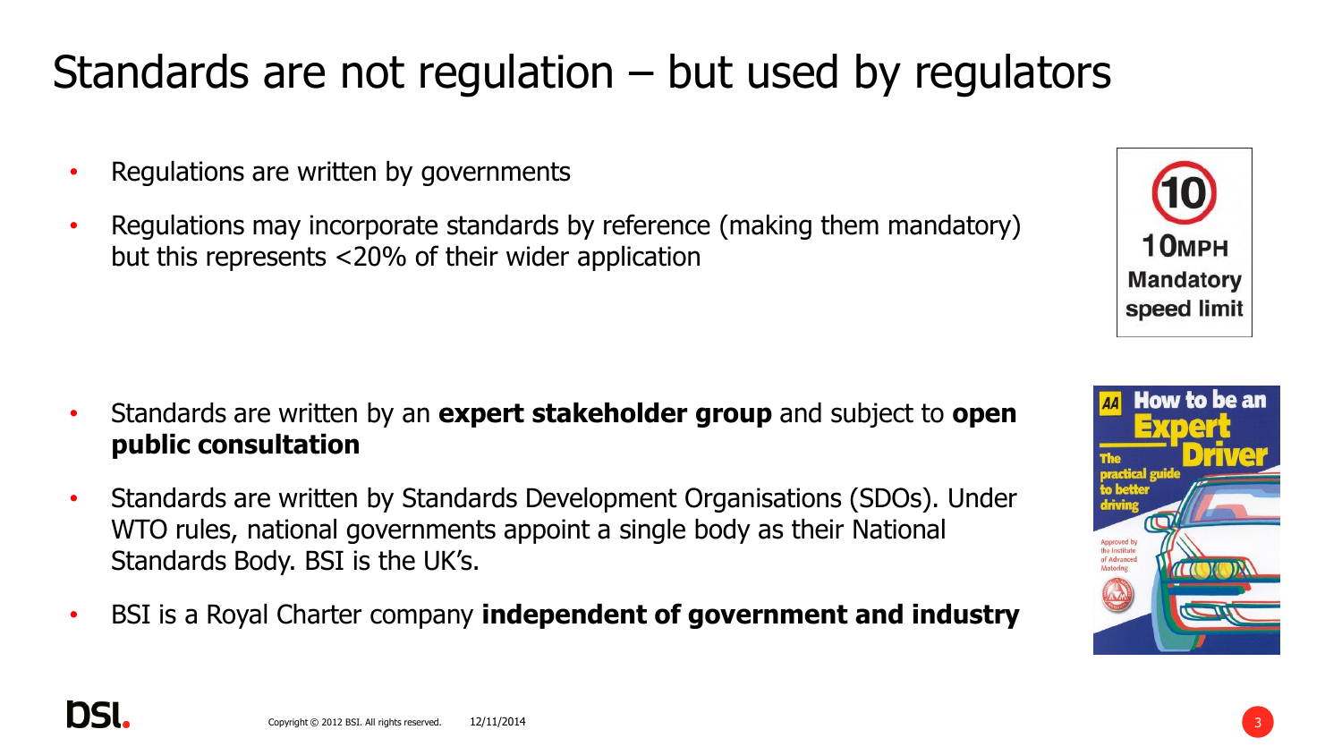# Standards are not regulation – but used by regulators

- Regulations are written by governments
- Regulations may incorporate standards by reference (making them mandatory) but this represents <20% of their wider application

- Standards are written by an **expert stakeholder group** and subject to **open public consultation**
- Standards are written by Standards Development Organisations (SDOs). Under WTO rules, national governments appoint a single body as their National Standards Body. BSI is the UK's.
- BSI is a Royal Charter company **independent of government and industry**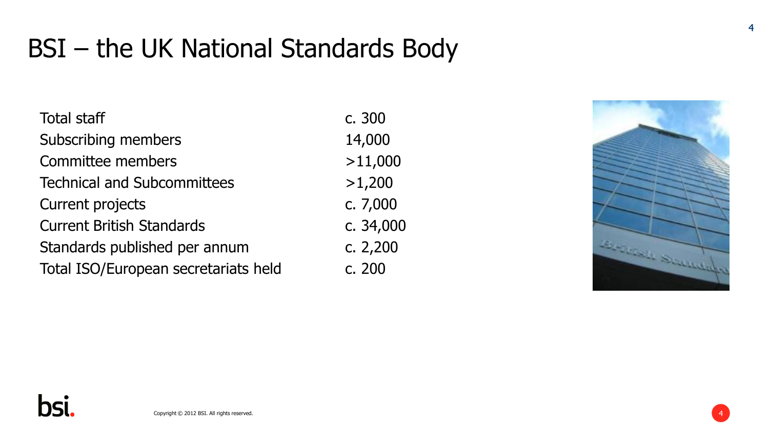# BSI – the UK National Standards Body

| | |
|---|---|
| Total staff | c. 300 |
| Subscribing members | 14,000 |
| Committee members | >11,000 |
| Technical and Subcommittees | >1,200 |
| Current projects | c. 7,000 |
| Current British Standards | c. 34,000 |
| Standards published per annum | c. 2,200 |
| Total ISO/European secretariats held | c. 200 |

Copyright © 2012 BSI. All rights reserved.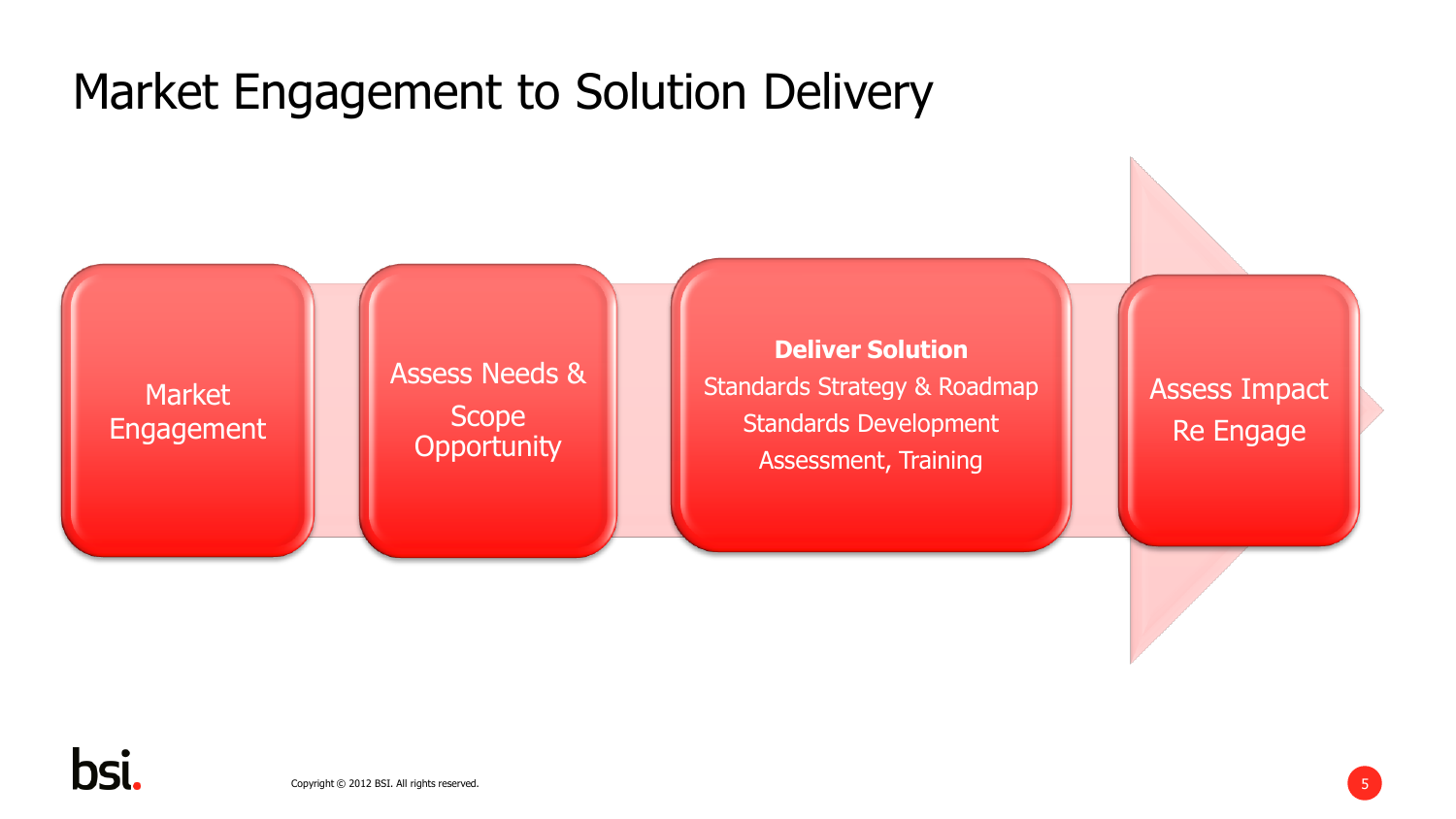# Market Engagement to Solution Delivery

Market Engagement

Assess Needs & Scope Opportunity

**Deliver Solution**
Standards Strategy & Roadmap
Standards Development
Assessment, Training

Assess Impact
Re Engage

Copyright © 2012 BSI. All rights reserved.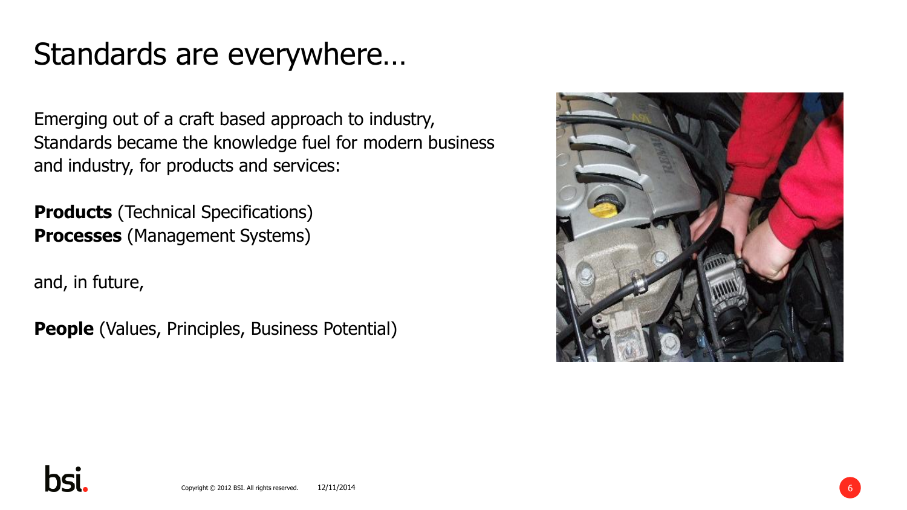# Standards are everywhere…

Emerging out of a craft based approach to industry, Standards became the knowledge fuel for modern business and industry, for products and services:

**Products** (Technical Specifications)
**Processes** (Management Systems)

and, in future,

**People** (Values, Principles, Business Potential)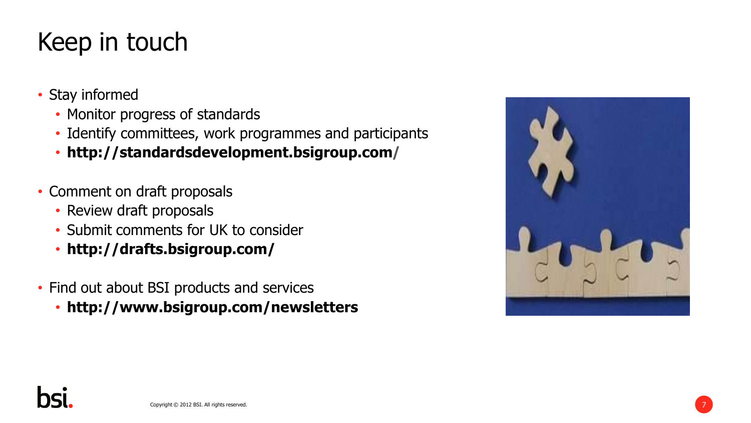# Keep in touch

- Stay informed
  - Monitor progress of standards
  - Identify committees, work programmes and participants
  - **http://standardsdevelopment.bsigroup.com/**
- Comment on draft proposals
  - Review draft proposals
  - Submit comments for UK to consider
  - **http://drafts.bsigroup.com/**
- Find out about BSI products and services
  - **http://www.bsigroup.com/newsletters**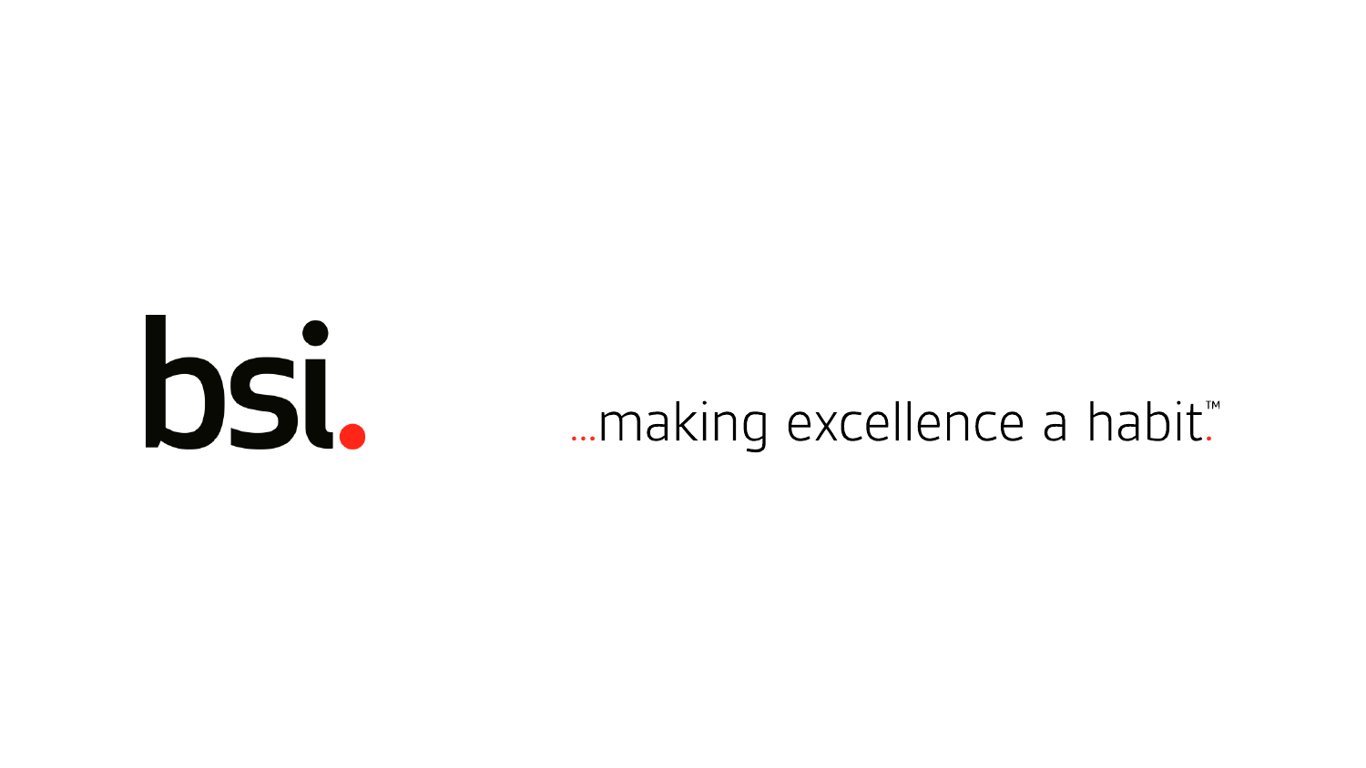bsi.

...making excellence a habit.™